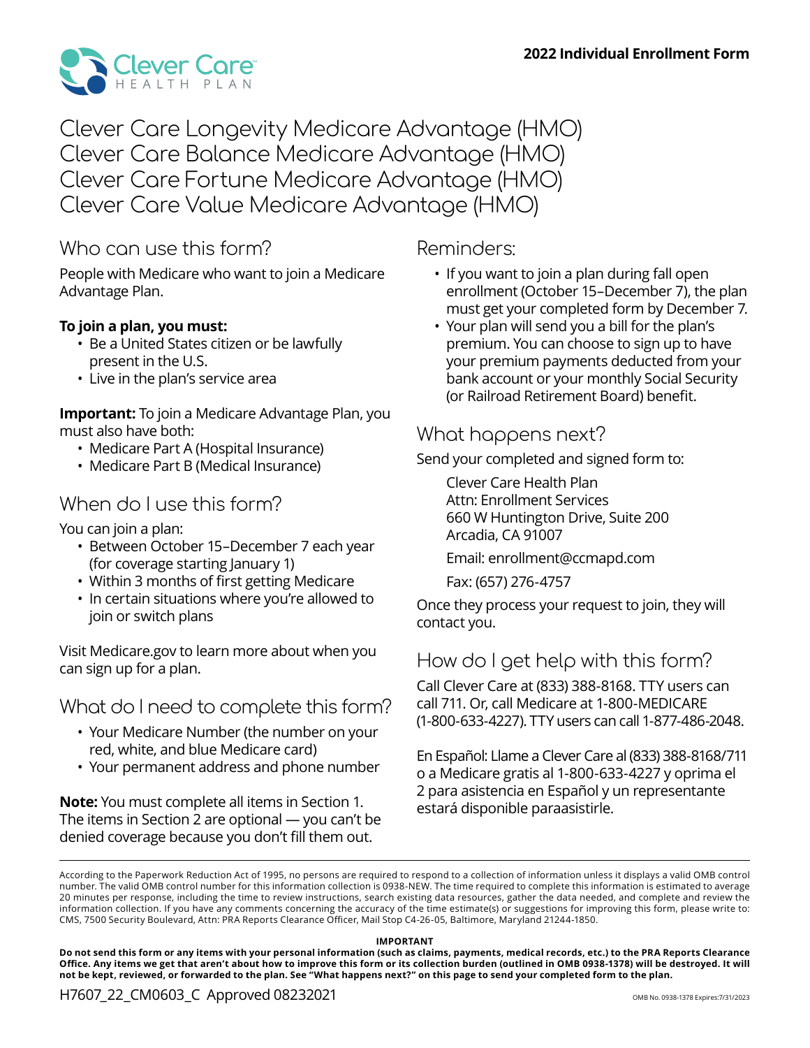Clever Care HEALTH PLAN

**2022 Individual Enrollment Form**

# Clever Care Longevity Medicare Advantage (HMO)
# Clever Care Balance Medicare Advantage (HMO)
# Clever Care Fortune Medicare Advantage (HMO)
# Clever Care Value Medicare Advantage (HMO)

## Who can use this form?

People with Medicare who want to join a Medicare Advantage Plan.

**To join a plan, you must:**

- Be a United States citizen or be lawfully present in the U.S.
- Live in the plan's service area

**Important:** To join a Medicare Advantage Plan, you must also have both:

- Medicare Part A (Hospital Insurance)
- Medicare Part B (Medical Insurance)

## When do I use this form?

You can join a plan:

- Between October 15–December 7 each year (for coverage starting January 1)
- Within 3 months of first getting Medicare
- In certain situations where you're allowed to join or switch plans

Visit Medicare.gov to learn more about when you can sign up for a plan.

## What do I need to complete this form?

- Your Medicare Number (the number on your red, white, and blue Medicare card)
- Your permanent address and phone number

**Note:** You must complete all items in Section 1. The items in Section 2 are optional — you can't be denied coverage because you don't fill them out.

## Reminders:

- If you want to join a plan during fall open enrollment (October 15–December 7), the plan must get your completed form by December 7.
- Your plan will send you a bill for the plan's premium. You can choose to sign up to have your premium payments deducted from your bank account or your monthly Social Security (or Railroad Retirement Board) benefit.

## What happens next?

Send your completed and signed form to:

Clever Care Health Plan
Attn: Enrollment Services
660 W Huntington Drive, Suite 200
Arcadia, CA 91007

Email: enrollment@ccmapd.com

Fax: (657) 276-4757

Once they process your request to join, they will contact you.

## How do I get help with this form?

Call Clever Care at (833) 388-8168. TTY users can call 711. Or, call Medicare at 1-800-MEDICARE (1-800-633-4227). TTY users can call 1-877-486-2048.

En Español: Llame a Clever Care al (833) 388-8168/711 o a Medicare gratis al 1-800-633-4227 y oprima el 2 para asistencia en Español y un representante estará disponible paraasistirle.

---

According to the Paperwork Reduction Act of 1995, no persons are required to respond to a collection of information unless it displays a valid OMB control number. The valid OMB control number for this information collection is 0938-NEW. The time required to complete this information is estimated to average 20 minutes per response, including the time to review instructions, search existing data resources, gather the data needed, and complete and review the information collection. If you have any comments concerning the accuracy of the time estimate(s) or suggestions for improving this form, please write to: CMS, 7500 Security Boulevard, Attn: PRA Reports Clearance Officer, Mail Stop C4-26-05, Baltimore, Maryland 21244-1850.

**IMPORTANT**

**Do not send this form or any items with your personal information (such as claims, payments, medical records, etc.) to the PRA Reports Clearance Office. Any items we get that aren't about how to improve this form or its collection burden (outlined in OMB 0938-1378) will be destroyed. It will not be kept, reviewed, or forwarded to the plan. See "What happens next?" on this page to send your completed form to the plan.**

H7607_22_CM0603_C Approved 08232021

OMB No. 0938-1378 Expires:7/31/2023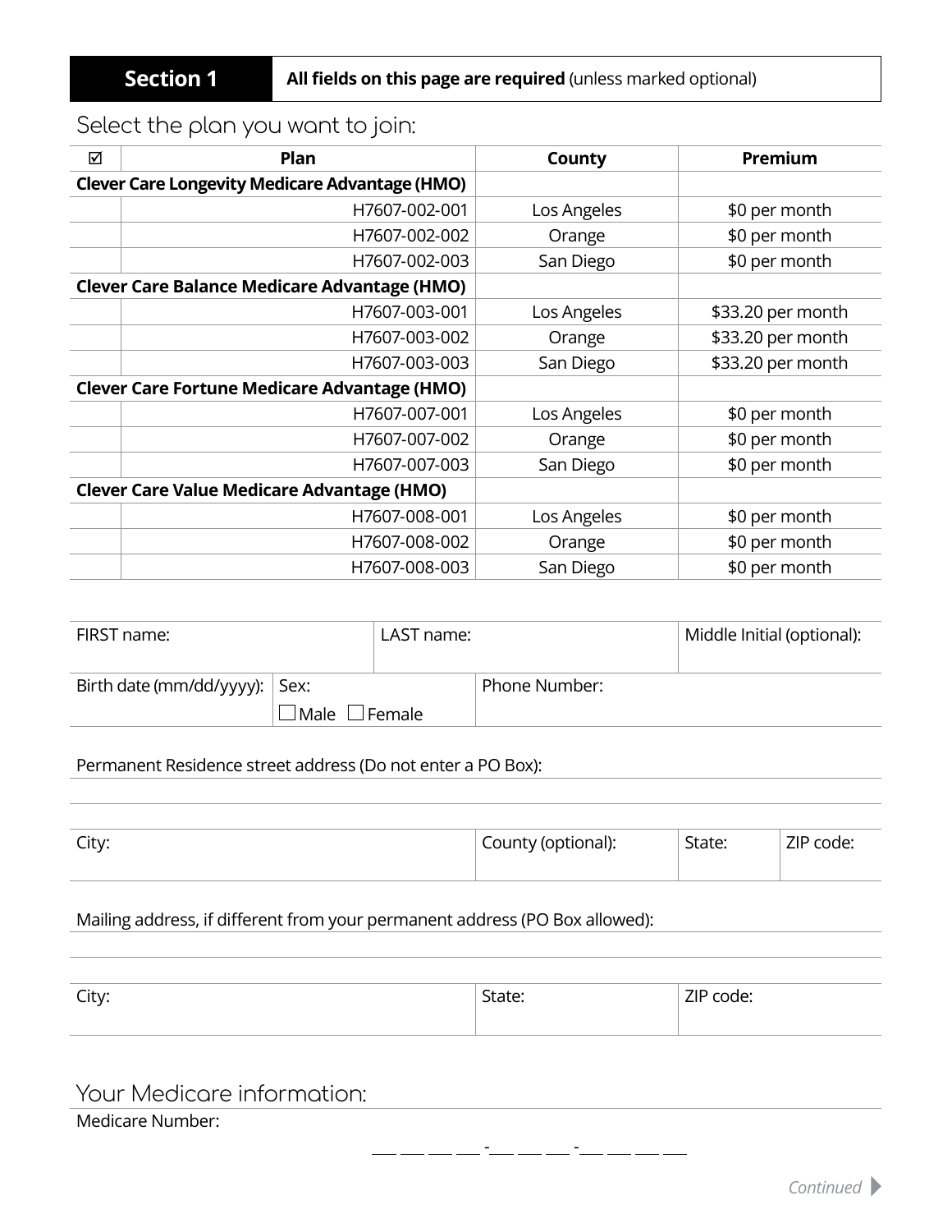## Section 1

**All fields on this page are required** (unless marked optional)

### Select the plan you want to join:

| ☑ | Plan | County | Premium |
|---|---|---|---|
| **Clever Care Longevity Medicare Advantage (HMO)** | | | |
| | H7607-002-001 | Los Angeles | $0 per month |
| | H7607-002-002 | Orange | $0 per month |
| | H7607-002-003 | San Diego | $0 per month |
| **Clever Care Balance Medicare Advantage (HMO)** | | | |
| | H7607-003-001 | Los Angeles | $33.20 per month |
| | H7607-003-002 | Orange | $33.20 per month |
| | H7607-003-003 | San Diego | $33.20 per month |
| **Clever Care Fortune Medicare Advantage (HMO)** | | | |
| | H7607-007-001 | Los Angeles | $0 per month |
| | H7607-007-002 | Orange | $0 per month |
| | H7607-007-003 | San Diego | $0 per month |
| **Clever Care Value Medicare Advantage (HMO)** | | | |
| | H7607-008-001 | Los Angeles | $0 per month |
| | H7607-008-002 | Orange | $0 per month |
| | H7607-008-003 | San Diego | $0 per month |

| FIRST name: | LAST name: | Middle Initial (optional): |
|---|---|---|
| | | |

| Birth date (mm/dd/yyyy): | Sex: ☐ Male ☐ Female | Phone Number: |
|---|---|---|
| | | |

Permanent Residence street address (Do not enter a PO Box):

| City: | County (optional): | State: | ZIP code: |
|---|---|---|---|
| | | | |

Mailing address, if different from your permanent address (PO Box allowed):

| City: | State: | ZIP code: |
|---|---|---|
| | | |

### Your Medicare information:

Medicare Number:

___ ___ ___ ___ - ___ ___ ___ - ___ ___ ___ ___

Continued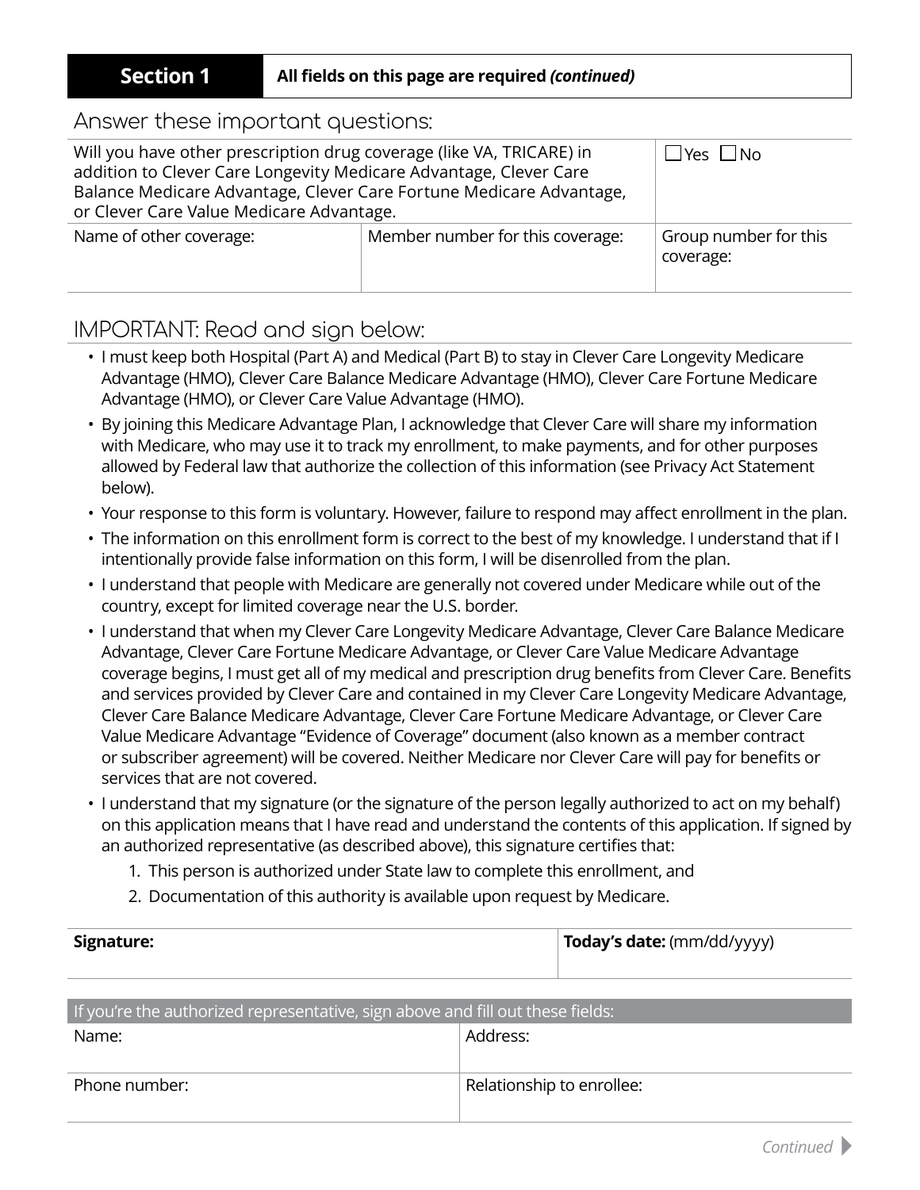| **Section 1** | **All fields on this page are required *(continued)*** |
|---|---|

## Answer these important questions:

| Will you have other prescription drug coverage (like VA, TRICARE) in addition to Clever Care Longevity Medicare Advantage, Clever Care Balance Medicare Advantage, Clever Care Fortune Medicare Advantage, or Clever Care Value Medicare Advantage. | | ☐ Yes ☐ No |
|---|---|---|
| Name of other coverage: | Member number for this coverage: | Group number for this coverage: |

## IMPORTANT: Read and sign below:

- I must keep both Hospital (Part A) and Medical (Part B) to stay in Clever Care Longevity Medicare Advantage (HMO), Clever Care Balance Medicare Advantage (HMO), Clever Care Fortune Medicare Advantage (HMO), or Clever Care Value Advantage (HMO).
- By joining this Medicare Advantage Plan, I acknowledge that Clever Care will share my information with Medicare, who may use it to track my enrollment, to make payments, and for other purposes allowed by Federal law that authorize the collection of this information (see Privacy Act Statement below).
- Your response to this form is voluntary. However, failure to respond may affect enrollment in the plan.
- The information on this enrollment form is correct to the best of my knowledge. I understand that if I intentionally provide false information on this form, I will be disenrolled from the plan.
- I understand that people with Medicare are generally not covered under Medicare while out of the country, except for limited coverage near the U.S. border.
- I understand that when my Clever Care Longevity Medicare Advantage, Clever Care Balance Medicare Advantage, Clever Care Fortune Medicare Advantage, or Clever Care Value Medicare Advantage coverage begins, I must get all of my medical and prescription drug benefits from Clever Care. Benefits and services provided by Clever Care and contained in my Clever Care Longevity Medicare Advantage, Clever Care Balance Medicare Advantage, Clever Care Fortune Medicare Advantage, or Clever Care Value Medicare Advantage "Evidence of Coverage" document (also known as a member contract or subscriber agreement) will be covered. Neither Medicare nor Clever Care will pay for benefits or services that are not covered.
- I understand that my signature (or the signature of the person legally authorized to act on my behalf) on this application means that I have read and understand the contents of this application. If signed by an authorized representative (as described above), this signature certifies that:
  1. This person is authorized under State law to complete this enrollment, and
  2. Documentation of this authority is available upon request by Medicare.

| **Signature:** | **Today's date:** (mm/dd/yyyy) |
|---|---|

| If you're the authorized representative, sign above and fill out these fields: | |
|---|---|
| Name: | Address: |
| Phone number: | Relationship to enrollee: |

*Continued*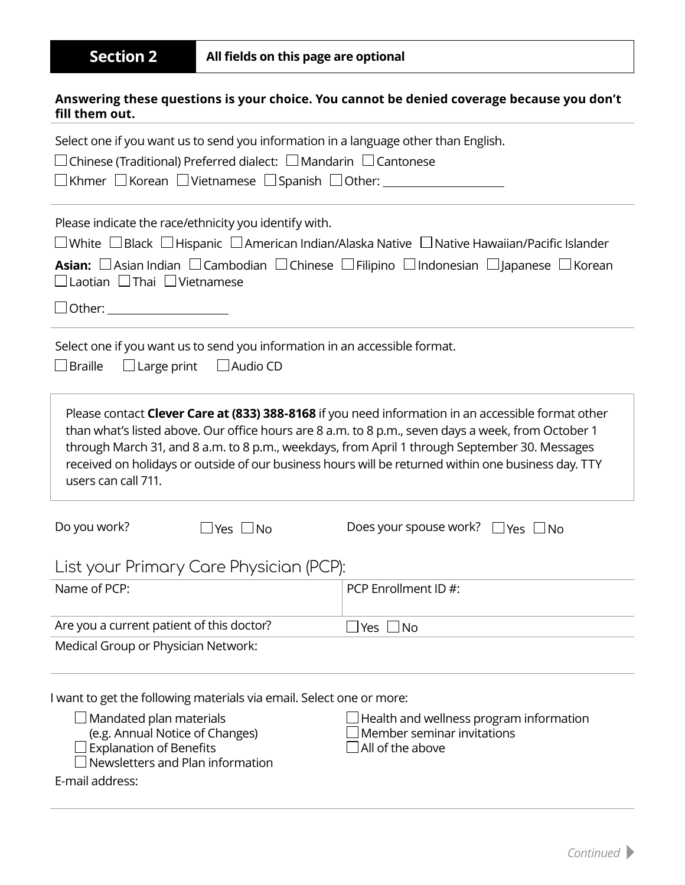## Section 2 — All fields on this page are optional

**Answering these questions is your choice. You cannot be denied coverage because you don't fill them out.**

Select one if you want us to send you information in a language other than English.

☐ Chinese (Traditional) Preferred dialect: ☐ Mandarin ☐ Cantonese

☐ Khmer ☐ Korean ☐ Vietnamese ☐ Spanish ☐ Other: ____________________

Please indicate the race/ethnicity you identify with.

☐ White ☐ Black ☐ Hispanic ☐ American Indian/Alaska Native ☐ Native Hawaiian/Pacific Islander

**Asian:** ☐ Asian Indian ☐ Cambodian ☐ Chinese ☐ Filipino ☐ Indonesian ☐ Japanese ☐ Korean ☐ Laotian ☐ Thai ☐ Vietnamese

☐ Other: ____________________

Select one if you want us to send you information in an accessible format.

☐ Braille ☐ Large print ☐ Audio CD

Please contact **Clever Care at (833) 388-8168** if you need information in an accessible format other than what's listed above. Our office hours are 8 a.m. to 8 p.m., seven days a week, from October 1 through March 31, and 8 a.m. to 8 p.m., weekdays, from April 1 through September 30. Messages received on holidays or outside of our business hours will be returned within one business day. TTY users can call 711.

Do you work? ☐ Yes ☐ No　　Does your spouse work? ☐ Yes ☐ No

### List your Primary Care Physician (PCP):

| Name of PCP: | PCP Enrollment ID #: |
|---|---|
| Are you a current patient of this doctor? | ☐ Yes ☐ No |
| Medical Group or Physician Network: | |

I want to get the following materials via email. Select one or more:

☐ Mandated plan materials (e.g. Annual Notice of Changes)
☐ Explanation of Benefits
☐ Newsletters and Plan information
☐ Health and wellness program information
☐ Member seminar invitations
☐ All of the above

E-mail address:

*Continued*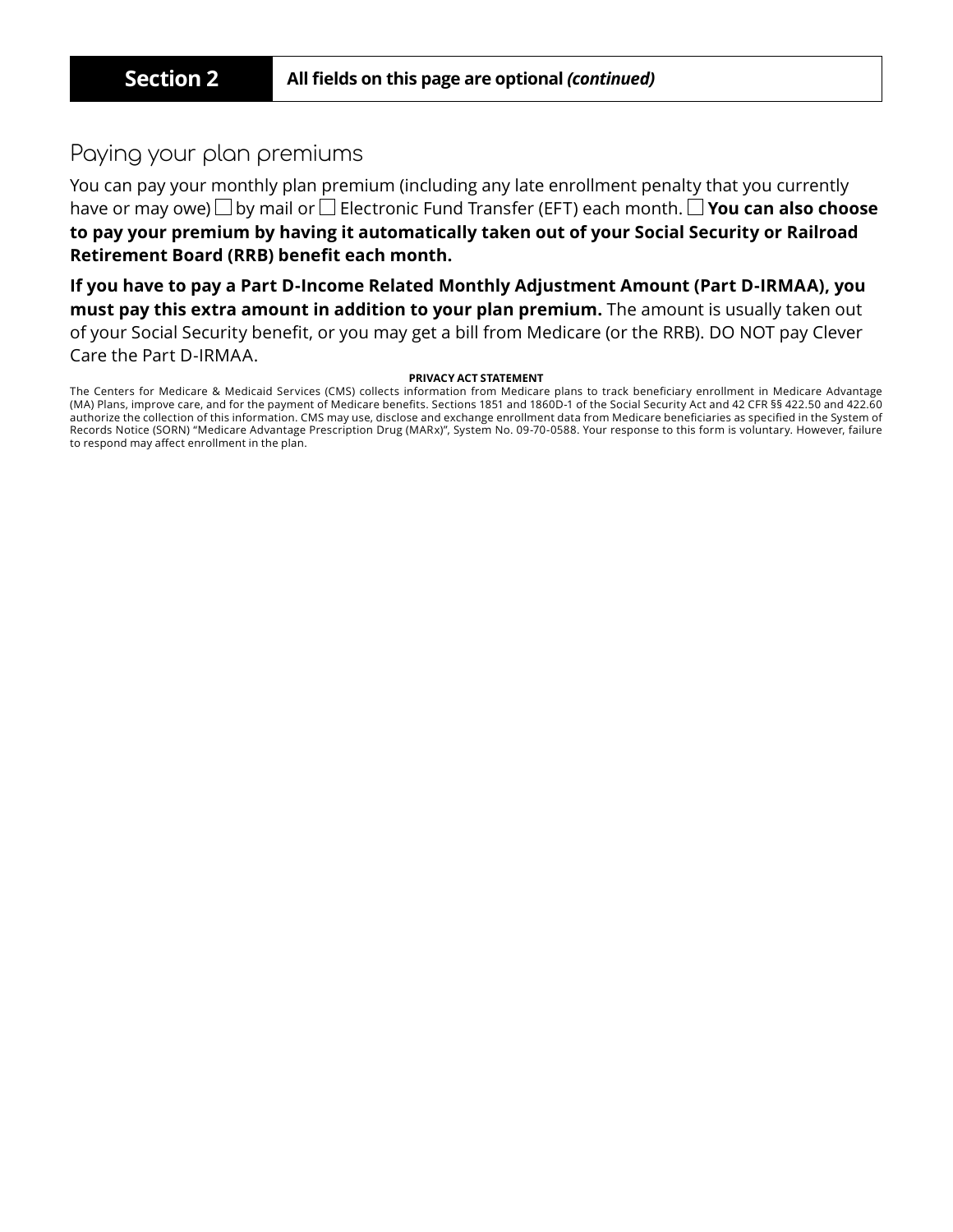| Section 2 | All fields on this page are optional *(continued)* |
|---|---|

## Paying your plan premiums

You can pay your monthly plan premium (including any late enrollment penalty that you currently have or may owe) ☐ by mail or ☐ Electronic Fund Transfer (EFT) each month. ☐ **You can also choose to pay your premium by having it automatically taken out of your Social Security or Railroad Retirement Board (RRB) benefit each month.**

**If you have to pay a Part D-Income Related Monthly Adjustment Amount (Part D-IRMAA), you must pay this extra amount in addition to your plan premium.** The amount is usually taken out of your Social Security benefit, or you may get a bill from Medicare (or the RRB). DO NOT pay Clever Care the Part D-IRMAA.

**PRIVACY ACT STATEMENT**

The Centers for Medicare & Medicaid Services (CMS) collects information from Medicare plans to track beneficiary enrollment in Medicare Advantage (MA) Plans, improve care, and for the payment of Medicare benefits. Sections 1851 and 1860D-1 of the Social Security Act and 42 CFR §§ 422.50 and 422.60 authorize the collection of this information. CMS may use, disclose and exchange enrollment data from Medicare beneficiaries as specified in the System of Records Notice (SORN) "Medicare Advantage Prescription Drug (MARx)", System No. 09-70-0588. Your response to this form is voluntary. However, failure to respond may affect enrollment in the plan.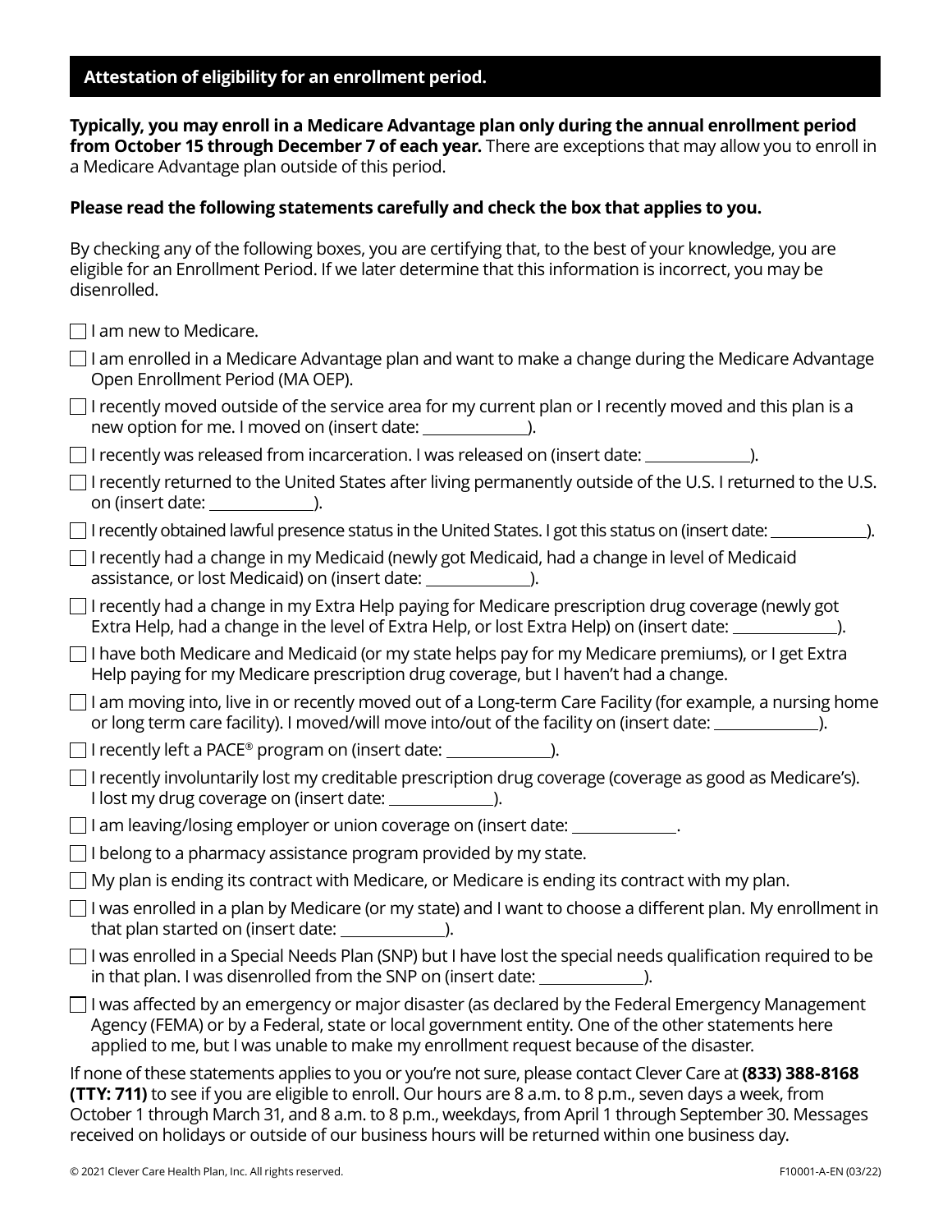## Attestation of eligibility for an enrollment period.

**Typically, you may enroll in a Medicare Advantage plan only during the annual enrollment period from October 15 through December 7 of each year.** There are exceptions that may allow you to enroll in a Medicare Advantage plan outside of this period.

**Please read the following statements carefully and check the box that applies to you.**

By checking any of the following boxes, you are certifying that, to the best of your knowledge, you are eligible for an Enrollment Period. If we later determine that this information is incorrect, you may be disenrolled.

- ☐ I am new to Medicare.
- ☐ I am enrolled in a Medicare Advantage plan and want to make a change during the Medicare Advantage Open Enrollment Period (MA OEP).
- ☐ I recently moved outside of the service area for my current plan or I recently moved and this plan is a new option for me. I moved on (insert date: ____________).
- ☐ I recently was released from incarceration. I was released on (insert date: ____________).
- ☐ I recently returned to the United States after living permanently outside of the U.S. I returned to the U.S. on (insert date: ____________).
- ☐ I recently obtained lawful presence status in the United States. I got this status on (insert date: ____________).
- ☐ I recently had a change in my Medicaid (newly got Medicaid, had a change in level of Medicaid assistance, or lost Medicaid) on (insert date: ____________).
- ☐ I recently had a change in my Extra Help paying for Medicare prescription drug coverage (newly got Extra Help, had a change in the level of Extra Help, or lost Extra Help) on (insert date: ____________).
- ☐ I have both Medicare and Medicaid (or my state helps pay for my Medicare premiums), or I get Extra Help paying for my Medicare prescription drug coverage, but I haven't had a change.
- ☐ I am moving into, live in or recently moved out of a Long-term Care Facility (for example, a nursing home or long term care facility). I moved/will move into/out of the facility on (insert date: ____________).
- ☐ I recently left a PACE® program on (insert date: ____________).
- ☐ I recently involuntarily lost my creditable prescription drug coverage (coverage as good as Medicare's). I lost my drug coverage on (insert date: ____________).
- ☐ I am leaving/losing employer or union coverage on (insert date: ____________.
- ☐ I belong to a pharmacy assistance program provided by my state.
- ☐ My plan is ending its contract with Medicare, or Medicare is ending its contract with my plan.
- ☐ I was enrolled in a plan by Medicare (or my state) and I want to choose a different plan. My enrollment in that plan started on (insert date: ____________).
- ☐ I was enrolled in a Special Needs Plan (SNP) but I have lost the special needs qualification required to be in that plan. I was disenrolled from the SNP on (insert date: ____________).
- ☐ I was affected by an emergency or major disaster (as declared by the Federal Emergency Management Agency (FEMA) or by a Federal, state or local government entity. One of the other statements here applied to me, but I was unable to make my enrollment request because of the disaster.

If none of these statements applies to you or you're not sure, please contact Clever Care at **(833) 388-8168 (TTY: 711)** to see if you are eligible to enroll. Our hours are 8 a.m. to 8 p.m., seven days a week, from October 1 through March 31, and 8 a.m. to 8 p.m., weekdays, from April 1 through September 30. Messages received on holidays or outside of our business hours will be returned within one business day.

© 2021 Clever Care Health Plan, Inc. All rights reserved.

F10001-A-EN (03/22)